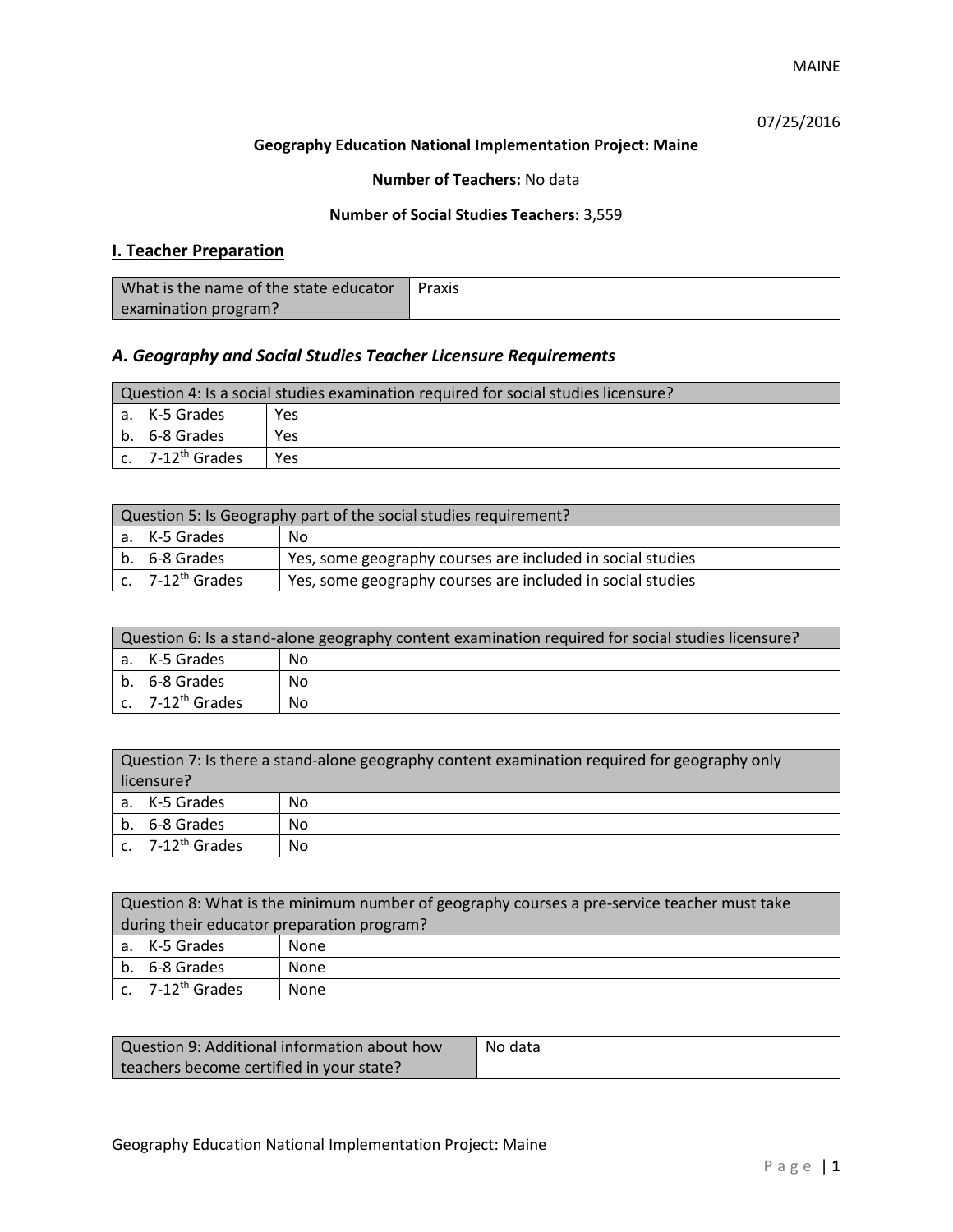MAINE

07/25/2016

**Geography Education National Implementation Project: Maine**

**Number of Teachers:** No data

**Number of Social Studies Teachers:** 3,559

## I. Teacher Preparation

| What is the name of the state educator examination program? | Praxis |
|---|---|

### *A. Geography and Social Studies Teacher Licensure Requirements*

| Question 4: Is a social studies examination required for social studies licensure? | |
|---|---|
| a. K-5 Grades | Yes |
| b. 6-8 Grades | Yes |
| c. 7-12th Grades | Yes |

| Question 5: Is Geography part of the social studies requirement? | |
|---|---|
| a. K-5 Grades | No |
| b. 6-8 Grades | Yes, some geography courses are included in social studies |
| c. 7-12th Grades | Yes, some geography courses are included in social studies |

| Question 6: Is a stand-alone geography content examination required for social studies licensure? | |
|---|---|
| a. K-5 Grades | No |
| b. 6-8 Grades | No |
| c. 7-12th Grades | No |

| Question 7: Is there a stand-alone geography content examination required for geography only licensure? | |
|---|---|
| a. K-5 Grades | No |
| b. 6-8 Grades | No |
| c. 7-12th Grades | No |

| Question 8: What is the minimum number of geography courses a pre-service teacher must take during their educator preparation program? | |
|---|---|
| a. K-5 Grades | None |
| b. 6-8 Grades | None |
| c. 7-12th Grades | None |

| Question 9: Additional information about how teachers become certified in your state? | No data |
|---|---|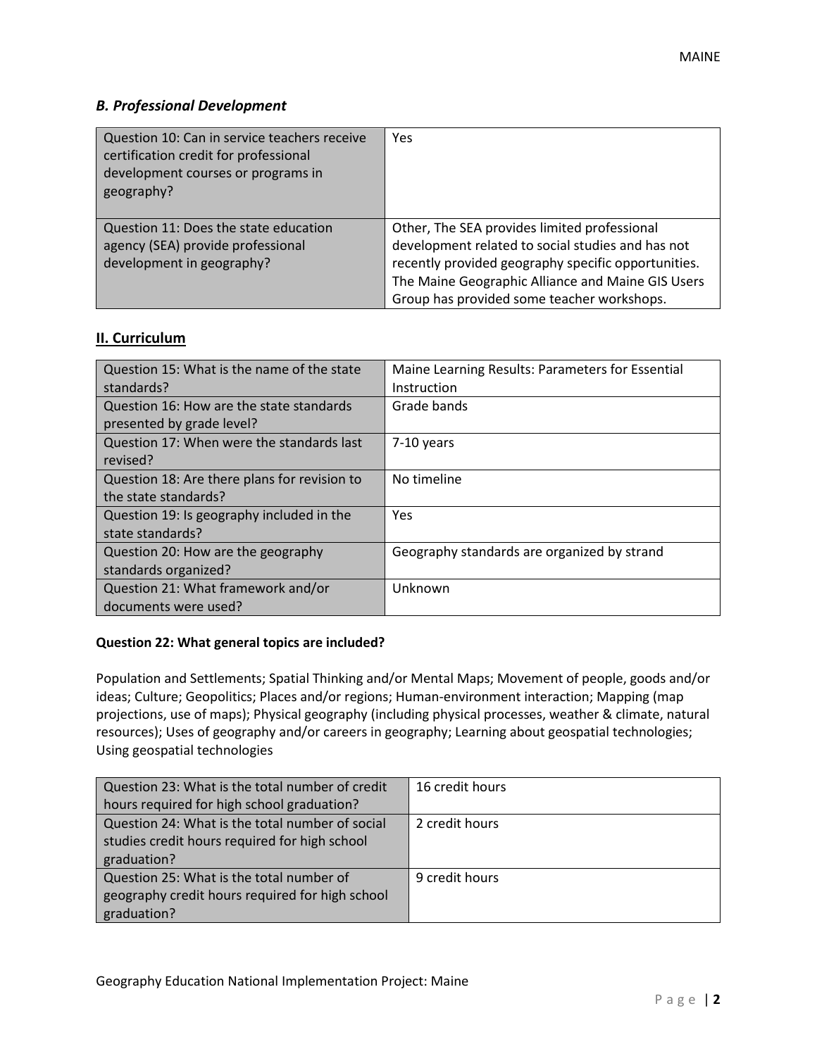### *B. Professional Development*

| Question | Response |
|---|---|
| Question 10: Can in service teachers receive certification credit for professional development courses or programs in geography? | Yes |
| Question 11: Does the state education agency (SEA) provide professional development in geography? | Other, The SEA provides limited professional development related to social studies and has not recently provided geography specific opportunities. The Maine Geographic Alliance and Maine GIS Users Group has provided some teacher workshops. |

## II. Curriculum

| Question | Response |
|---|---|
| Question 15: What is the name of the state standards? | Maine Learning Results: Parameters for Essential Instruction |
| Question 16: How are the state standards presented by grade level? | Grade bands |
| Question 17: When were the standards last revised? | 7-10 years |
| Question 18: Are there plans for revision to the state standards? | No timeline |
| Question 19: Is geography included in the state standards? | Yes |
| Question 20: How are the geography standards organized? | Geography standards are organized by strand |
| Question 21: What framework and/or documents were used? | Unknown |

**Question 22: What general topics are included?**

Population and Settlements; Spatial Thinking and/or Mental Maps; Movement of people, goods and/or ideas; Culture; Geopolitics; Places and/or regions; Human-environment interaction; Mapping (map projections, use of maps); Physical geography (including physical processes, weather & climate, natural resources); Uses of geography and/or careers in geography; Learning about geospatial technologies; Using geospatial technologies

| Question | Response |
|---|---|
| Question 23: What is the total number of credit hours required for high school graduation? | 16 credit hours |
| Question 24: What is the total number of social studies credit hours required for high school graduation? | 2 credit hours |
| Question 25: What is the total number of geography credit hours required for high school graduation? | 9 credit hours |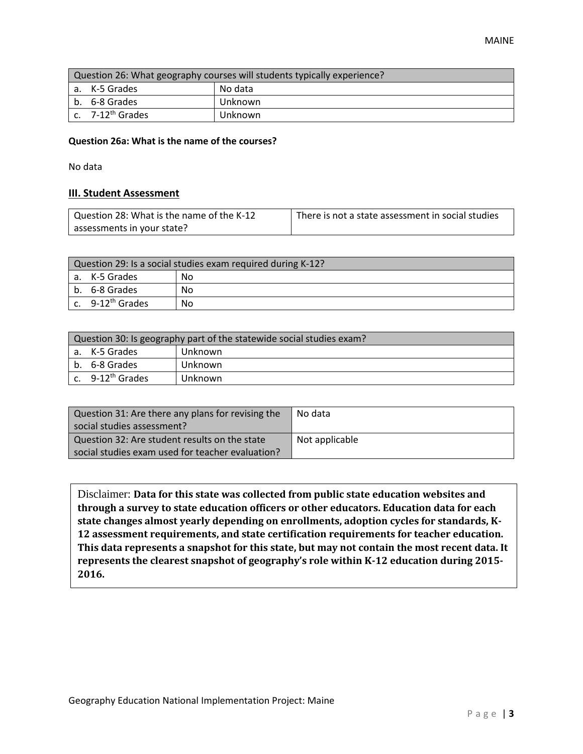| Question 26: What geography courses will students typically experience? | |
|---|---|
| a. K-5 Grades | No data |
| b. 6-8 Grades | Unknown |
| c. 7-12th Grades | Unknown |

**Question 26a: What is the name of the courses?**

No data

## III. Student Assessment

| | |
|---|---|
| Question 28: What is the name of the K-12 assessments in your state? | There is not a state assessment in social studies |

| Question 29: Is a social studies exam required during K-12? | |
|---|---|
| a. K-5 Grades | No |
| b. 6-8 Grades | No |
| c. 9-12th Grades | No |

| Question 30: Is geography part of the statewide social studies exam? | |
|---|---|
| a. K-5 Grades | Unknown |
| b. 6-8 Grades | Unknown |
| c. 9-12th Grades | Unknown |

| | |
|---|---|
| Question 31: Are there any plans for revising the social studies assessment? | No data |
| Question 32: Are student results on the state social studies exam used for teacher evaluation? | Not applicable |

Disclaimer: **Data for this state was collected from public state education websites and through a survey to state education officers or other educators. Education data for each state changes almost yearly depending on enrollments, adoption cycles for standards, K-12 assessment requirements, and state certification requirements for teacher education. This data represents a snapshot for this state, but may not contain the most recent data. It represents the clearest snapshot of geography's role within K-12 education during 2015-2016.**